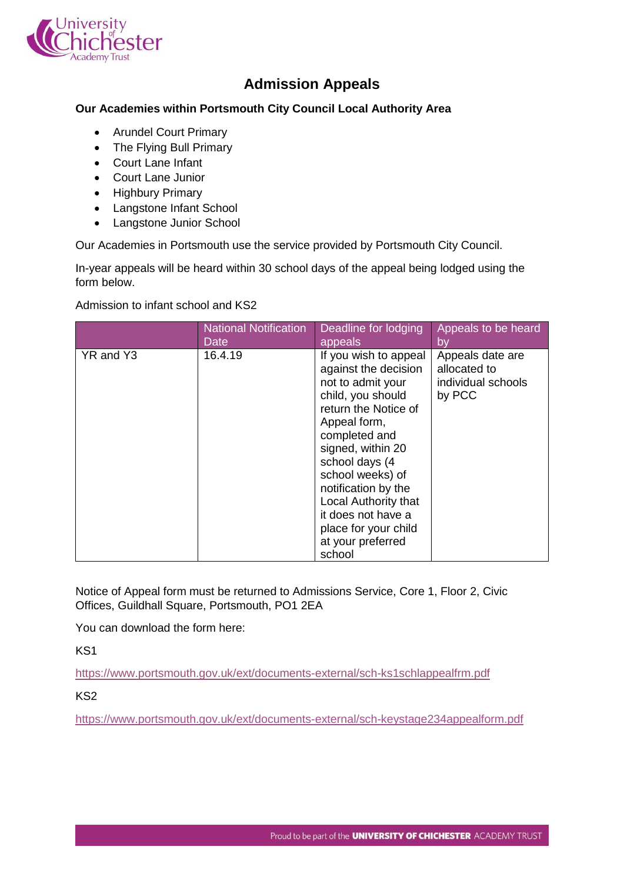# Admission Appeals

**Our Academies within Portsmouth City Council Local Authority Area**

- Arundel Court Primary
- The Flying Bull Primary
- Court Lane Infant
- Court Lane Junior
- Highbury Primary
- Langstone Infant School
- Langstone Junior School

Our Academies in Portsmouth use the service provided by Portsmouth City Council.

In-year appeals will be heard within 30 school days of the appeal being lodged using the form below.

Admission to infant school and KS2

| | National Notification Date | Deadline for lodging appeals | Appeals to be heard by |
|---|---|---|---|
| YR and Y3 | 16.4.19 | If you wish to appeal against the decision not to admit your child, you should return the Notice of Appeal form, completed and signed, within 20 school days (4 school weeks) of notification by the Local Authority that it does not have a place for your child at your preferred school | Appeals date are allocated to individual schools by PCC |

Notice of Appeal form must be returned to Admissions Service, Core 1, Floor 2, Civic Offices, Guildhall Square, Portsmouth, PO1 2EA

You can download the form here:

KS1

https://www.portsmouth.gov.uk/ext/documents-external/sch-ks1schlappealfrm.pdf

KS2

https://www.portsmouth.gov.uk/ext/documents-external/sch-keystage234appealform.pdf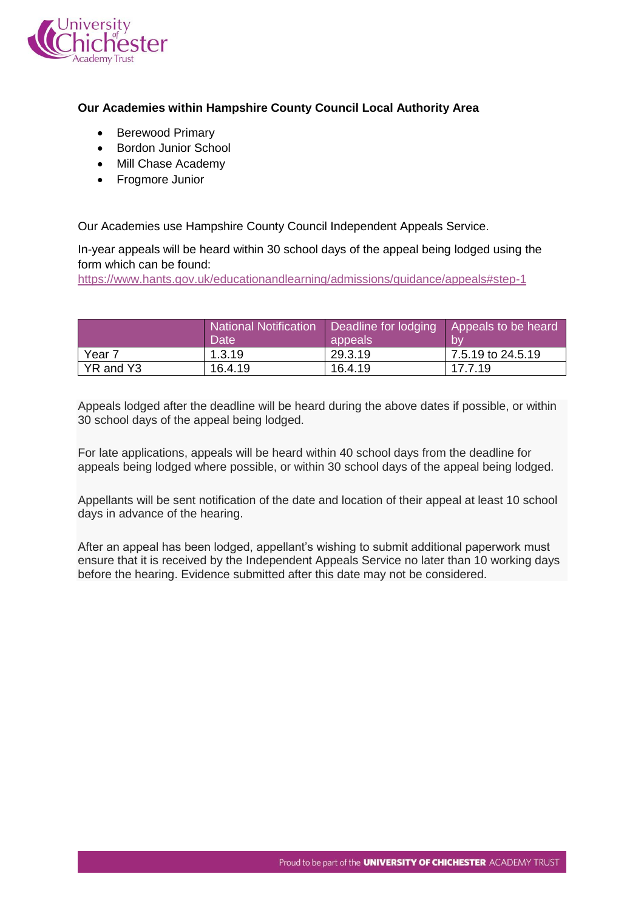**Our Academies within Hampshire County Council Local Authority Area**

- Berewood Primary
- Bordon Junior School
- Mill Chase Academy
- Frogmore Junior

Our Academies use Hampshire County Council Independent Appeals Service.

In-year appeals will be heard within 30 school days of the appeal being lodged using the form which can be found:
https://www.hants.gov.uk/educationandlearning/admissions/guidance/appeals#step-1

| | National Notification Date | Deadline for lodging appeals | Appeals to be heard by |
|---|---|---|---|
| Year 7 | 1.3.19 | 29.3.19 | 7.5.19 to 24.5.19 |
| YR and Y3 | 16.4.19 | 16.4.19 | 17.7.19 |

Appeals lodged after the deadline will be heard during the above dates if possible, or within 30 school days of the appeal being lodged.

For late applications, appeals will be heard within 40 school days from the deadline for appeals being lodged where possible, or within 30 school days of the appeal being lodged.

Appellants will be sent notification of the date and location of their appeal at least 10 school days in advance of the hearing.

After an appeal has been lodged, appellant's wishing to submit additional paperwork must ensure that it is received by the Independent Appeals Service no later than 10 working days before the hearing. Evidence submitted after this date may not be considered.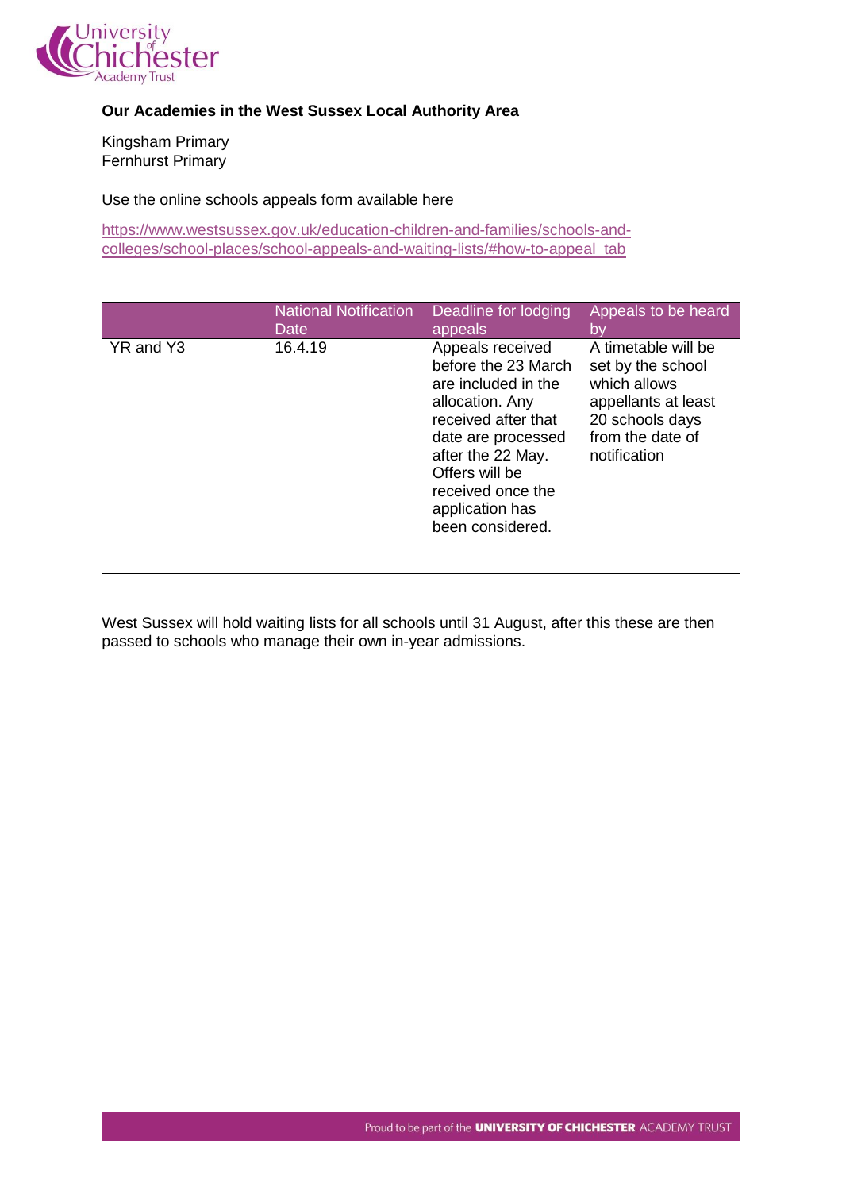**Our Academies in the West Sussex Local Authority Area**

Kingsham Primary
Fernhurst Primary

Use the online schools appeals form available here

https://www.westsussex.gov.uk/education-children-and-families/schools-and-colleges/school-places/school-appeals-and-waiting-lists/#how-to-appeal_tab

| | National Notification Date | Deadline for lodging appeals | Appeals to be heard by |
|---|---|---|---|
| YR and Y3 | 16.4.19 | Appeals received before the 23 March are included in the allocation. Any received after that date are processed after the 22 May. Offers will be received once the application has been considered. | A timetable will be set by the school which allows appellants at least 20 schools days from the date of notification |

West Sussex will hold waiting lists for all schools until 31 August, after this these are then passed to schools who manage their own in-year admissions.